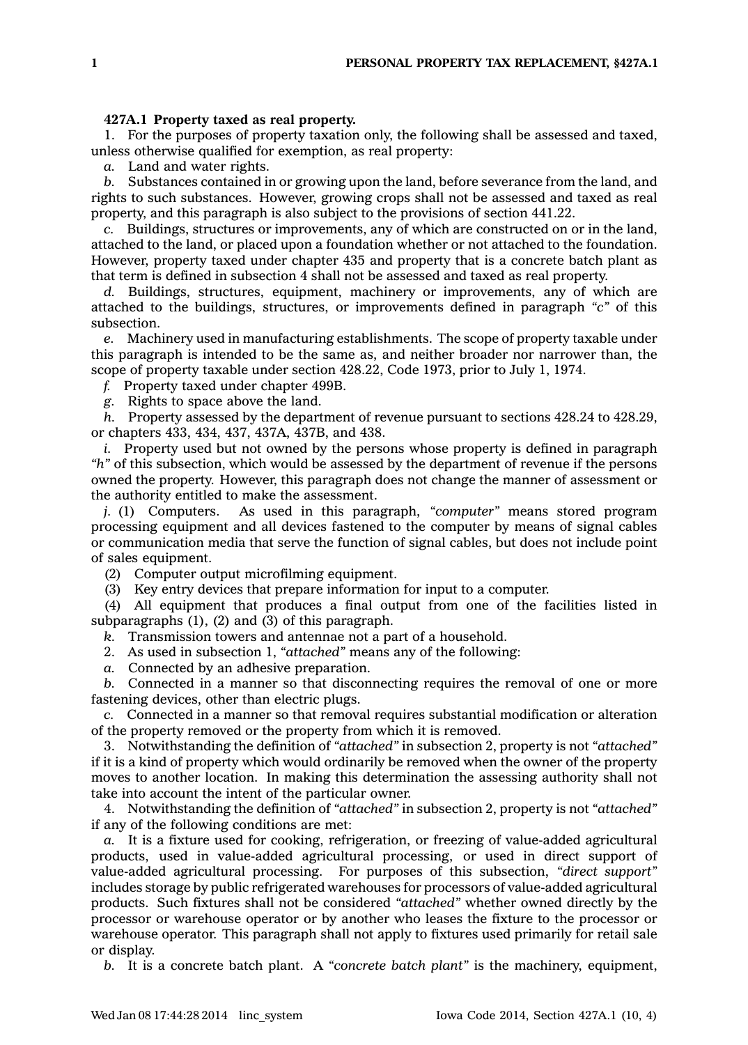**427A.1 Property taxed as real property.**

1. For the purposes of property taxation only, the following shall be assessed and taxed, unless otherwise qualified for exemption, as real property:

*a.* Land and water rights.

*b.* Substances contained in or growing upon the land, before severance from the land, and rights to such substances. However, growing crops shall not be assessed and taxed as real property, and this paragraph is also subject to the provisions of section 441.22.

*c.* Buildings, structures or improvements, any of which are constructed on or in the land, attached to the land, or placed upon a foundation whether or not attached to the foundation. However, property taxed under chapter 435 and property that is a concrete batch plant as that term is defined in subsection 4 shall not be assessed and taxed as real property.

*d.* Buildings, structures, equipment, machinery or improvements, any of which are attached to the buildings, structures, or improvements defined in paragraph *"c"* of this subsection.

*e.* Machinery used in manufacturing establishments. The scope of property taxable under this paragraph is intended to be the same as, and neither broader nor narrower than, the scope of property taxable under section 428.22, Code 1973, prior to July 1, 1974.

*f.* Property taxed under chapter 499B.

*g.* Rights to space above the land.

*h.* Property assessed by the department of revenue pursuant to sections 428.24 to 428.29, or chapters 433, 434, 437, 437A, 437B, and 438.

*i.* Property used but not owned by the persons whose property is defined in paragraph *"h"* of this subsection, which would be assessed by the department of revenue if the persons owned the property. However, this paragraph does not change the manner of assessment or the authority entitled to make the assessment.

*j.* (1) Computers. As used in this paragraph, *"computer"* means stored program processing equipment and all devices fastened to the computer by means of signal cables or communication media that serve the function of signal cables, but does not include point of sales equipment.

(2) Computer output microfilming equipment.

(3) Key entry devices that prepare information for input to a computer.

(4) All equipment that produces a final output from one of the facilities listed in subparagraphs (1), (2) and (3) of this paragraph.

*k.* Transmission towers and antennae not a part of a household.

2. As used in subsection 1, *"attached"* means any of the following:

*a.* Connected by an adhesive preparation.

*b.* Connected in a manner so that disconnecting requires the removal of one or more fastening devices, other than electric plugs.

*c.* Connected in a manner so that removal requires substantial modification or alteration of the property removed or the property from which it is removed.

3. Notwithstanding the definition of *"attached"* in subsection 2, property is not *"attached"* if it is a kind of property which would ordinarily be removed when the owner of the property moves to another location. In making this determination the assessing authority shall not take into account the intent of the particular owner.

4. Notwithstanding the definition of *"attached"* in subsection 2, property is not *"attached"* if any of the following conditions are met:

*a.* It is a fixture used for cooking, refrigeration, or freezing of value-added agricultural products, used in value-added agricultural processing, or used in direct support of value-added agricultural processing. For purposes of this subsection, *"direct support"* includes storage by public refrigerated warehouses for processors of value-added agricultural products. Such fixtures shall not be considered *"attached"* whether owned directly by the processor or warehouse operator or by another who leases the fixture to the processor or warehouse operator. This paragraph shall not apply to fixtures used primarily for retail sale or display.

*b.* It is a concrete batch plant. A *"concrete batch plant"* is the machinery, equipment,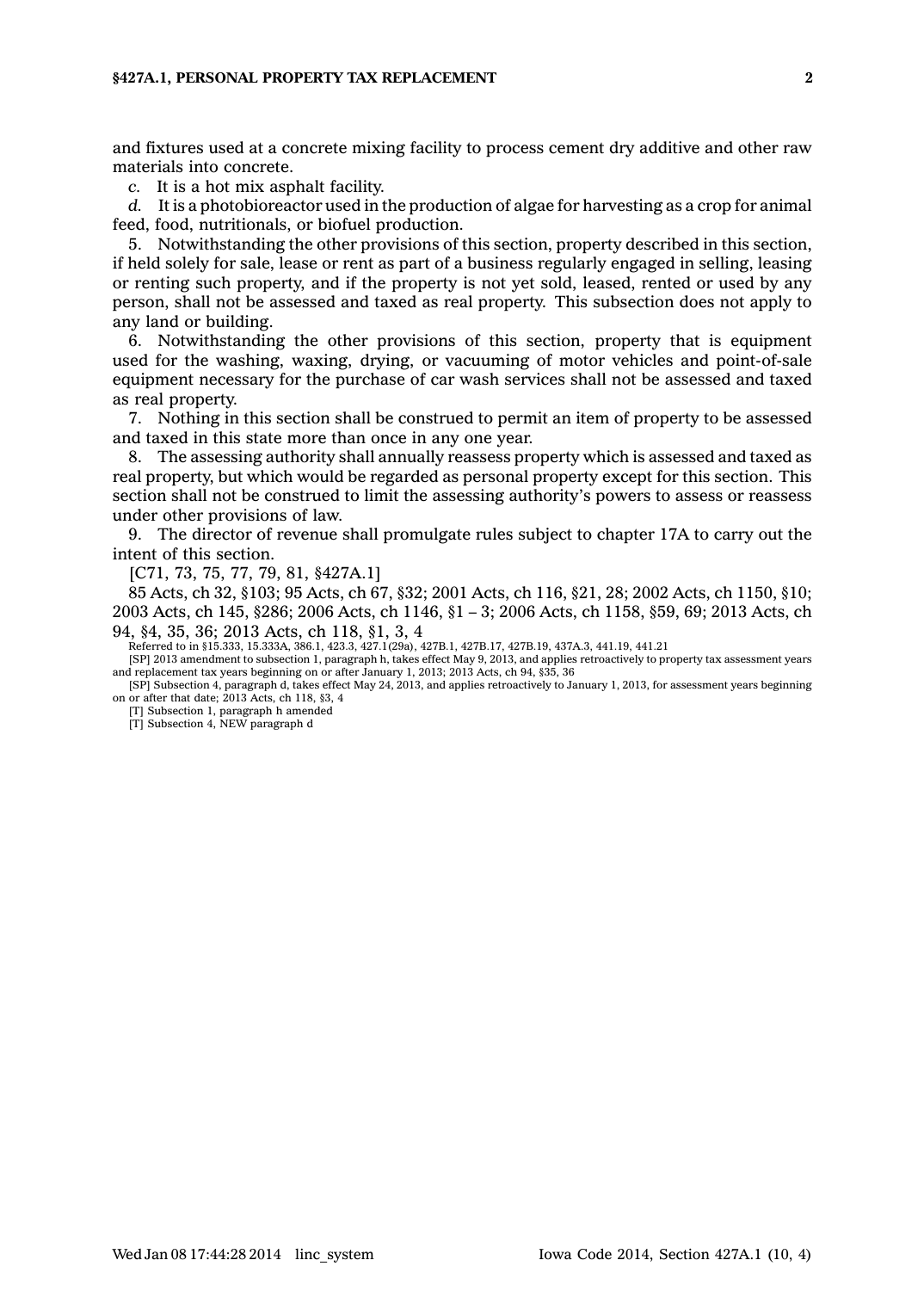and fixtures used at a concrete mixing facility to process cement dry additive and other raw materials into concrete.

*c.* It is a hot mix asphalt facility.

*d.* It is a photobioreactor used in the production of algae for harvesting as a crop for animal feed, food, nutritionals, or biofuel production.

5. Notwithstanding the other provisions of this section, property described in this section, if held solely for sale, lease or rent as part of a business regularly engaged in selling, leasing or renting such property, and if the property is not yet sold, leased, rented or used by any person, shall not be assessed and taxed as real property. This subsection does not apply to any land or building.

6. Notwithstanding the other provisions of this section, property that is equipment used for the washing, waxing, drying, or vacuuming of motor vehicles and point-of-sale equipment necessary for the purchase of car wash services shall not be assessed and taxed as real property.

7. Nothing in this section shall be construed to permit an item of property to be assessed and taxed in this state more than once in any one year.

8. The assessing authority shall annually reassess property which is assessed and taxed as real property, but which would be regarded as personal property except for this section. This section shall not be construed to limit the assessing authority's powers to assess or reassess under other provisions of law.

9. The director of revenue shall promulgate rules subject to chapter 17A to carry out the intent of this section.

[C71, 73, 75, 77, 79, 81, §427A.1]

85 Acts, ch 32, §103; 95 Acts, ch 67, §32; 2001 Acts, ch 116, §21, 28; 2002 Acts, ch 1150, §10; 2003 Acts, ch 145, §286; 2006 Acts, ch 1146, §1 – 3; 2006 Acts, ch 1158, §59, 69; 2013 Acts, ch 94, §4, 35, 36; 2013 Acts, ch 118, §1, 3, 4

Referred to in §15.333, 15.333A, 386.1, 423.3, 427.1(29a), 427B.1, 427B.17, 427B.19, 437A.3, 441.19, 441.21

[SP] 2013 amendment to subsection 1, paragraph h, takes effect May 9, 2013, and applies retroactively to property tax assessment years and replacement tax years beginning on or after January 1, 2013; 2013 Acts, ch 94, §35, 36

[SP] Subsection 4, paragraph d, takes effect May 24, 2013, and applies retroactively to January 1, 2013, for assessment years beginning on or after that date; 2013 Acts, ch 118, §3, 4

[T] Subsection 1, paragraph h amended

[T] Subsection 4, NEW paragraph d